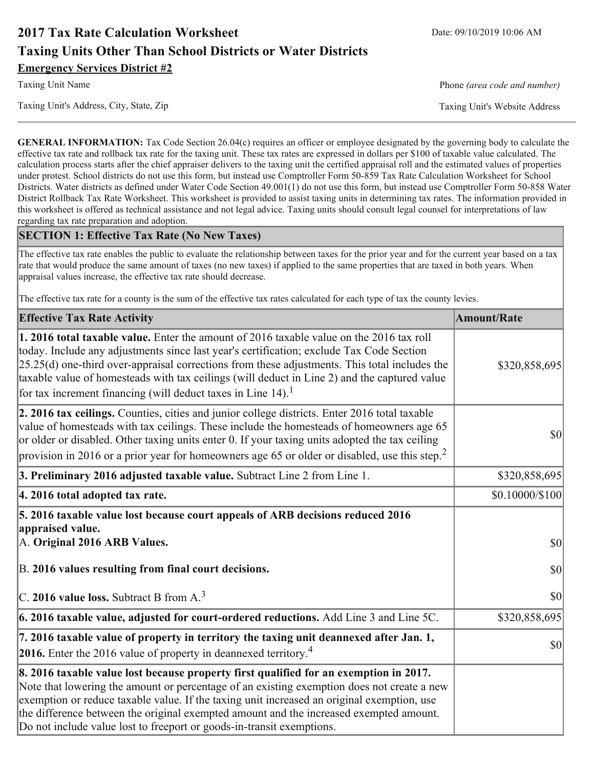# 2017 Tax Rate Calculation Worksheet

Date: 09/10/2019 10:06 AM

## Taxing Units Other Than School Districts or Water Districts

**Emergency Services District #2**

Taxing Unit Name | Phone *(area code and number)*

Taxing Unit's Address, City, State, Zip | Taxing Unit's Website Address

**GENERAL INFORMATION:** Tax Code Section 26.04(c) requires an officer or employee designated by the governing body to calculate the effective tax rate and rollback tax rate for the taxing unit. These tax rates are expressed in dollars per $100 of taxable value calculated. The calculation process starts after the chief appraiser delivers to the taxing unit the certified appraisal roll and the estimated values of properties under protest. School districts do not use this form, but instead use Comptroller Form 50-859 Tax Rate Calculation Worksheet for School Districts. Water districts as defined under Water Code Section 49.001(1) do not use this form, but instead use Comptroller Form 50-858 Water District Rollback Tax Rate Worksheet. This worksheet is provided to assist taxing units in determining tax rates. The information provided in this worksheet is offered as technical assistance and not legal advice. Taxing units should consult legal counsel for interpretations of law regarding tax rate preparation and adoption.

### SECTION 1: Effective Tax Rate (No New Taxes)

The effective tax rate enables the public to evaluate the relationship between taxes for the prior year and for the current year based on a tax rate that would produce the same amount of taxes (no new taxes) if applied to the same properties that are taxed in both years. When appraisal values increase, the effective tax rate should decrease.

The effective tax rate for a county is the sum of the effective tax rates calculated for each type of tax the county levies.

| Effective Tax Rate Activity | Amount/Rate |
|---|---|
| **1. 2016 total taxable value.** Enter the amount of 2016 taxable value on the 2016 tax roll today. Include any adjustments since last year's certification; exclude Tax Code Section 25.25(d) one-third over-appraisal corrections from these adjustments. This total includes the taxable value of homesteads with tax ceilings (will deduct in Line 2) and the captured value for tax increment financing (will deduct taxes in Line 14).[1] | $320,858,695 |
| **2. 2016 tax ceilings.** Counties, cities and junior college districts. Enter 2016 total taxable value of homesteads with tax ceilings. These include the homesteads of homeowners age 65 or older or disabled. Other taxing units enter 0. If your taxing units adopted the tax ceiling provision in 2016 or a prior year for homeowners age 65 or older or disabled, use this step.[2] | $0 |
| **3. Preliminary 2016 adjusted taxable value.** Subtract Line 2 from Line 1. | $320,858,695 |
| **4. 2016 total adopted tax rate.** | $0.10000/$100 |
| **5. 2016 taxable value lost because court appeals of ARB decisions reduced 2016 appraised value.** | |
| A. **Original 2016 ARB Values.** | $0 |
| B. **2016 values resulting from final court decisions.** | $0 |
| C. **2016 value loss.** Subtract B from A.[3] | $0 |
| **6. 2016 taxable value, adjusted for court-ordered reductions.** Add Line 3 and Line 5C. | $320,858,695 |
| **7. 2016 taxable value of property in territory the taxing unit deannexed after Jan. 1, 2016.** Enter the 2016 value of property in deannexed territory.[4] | $0 |
| **8. 2016 taxable value lost because property first qualified for an exemption in 2017.** Note that lowering the amount or percentage of an existing exemption does not create a new exemption or reduce taxable value. If the taxing unit increased an original exemption, use the difference between the original exempted amount and the increased exempted amount. Do not include value lost to freeport or goods-in-transit exemptions. | |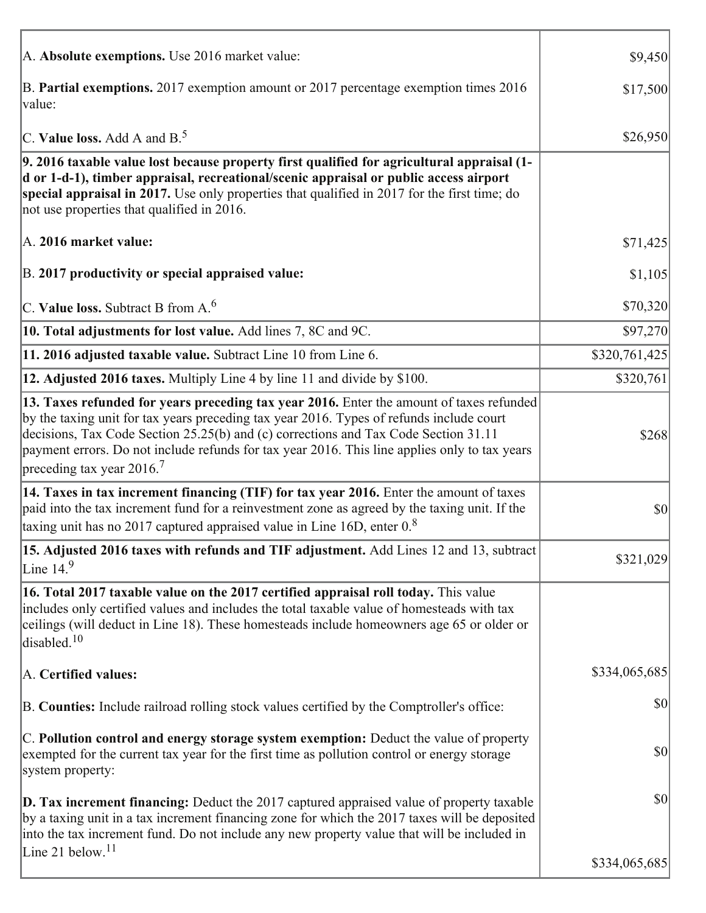| | |
|---|---|
| A. **Absolute exemptions.** Use 2016 market value: | $9,450 |
| B. **Partial exemptions.** 2017 exemption amount or 2017 percentage exemption times 2016 value: | $17,500 |
| C. **Value loss.** Add A and B.[5] | $26,950 |
| **9. 2016 taxable value lost because property first qualified for agricultural appraisal (1-d or 1-d-1), timber appraisal, recreational/scenic appraisal or public access airport special appraisal in 2017.** Use only properties that qualified in 2017 for the first time; do not use properties that qualified in 2016. | |
| A. **2016 market value:** | $71,425 |
| B. **2017 productivity or special appraised value:** | $1,105 |
| C. **Value loss.** Subtract B from A.[6] | $70,320 |
| **10. Total adjustments for lost value.** Add lines 7, 8C and 9C. | $97,270 |
| **11. 2016 adjusted taxable value.** Subtract Line 10 from Line 6. | $320,761,425 |
| **12. Adjusted 2016 taxes.** Multiply Line 4 by line 11 and divide by $100. | $320,761 |
| **13. Taxes refunded for years preceding tax year 2016.** Enter the amount of taxes refunded by the taxing unit for tax years preceding tax year 2016. Types of refunds include court decisions, Tax Code Section 25.25(b) and (c) corrections and Tax Code Section 31.11 payment errors. Do not include refunds for tax year 2016. This line applies only to tax years preceding tax year 2016.[7] | $268 |
| **14. Taxes in tax increment financing (TIF) for tax year 2016.** Enter the amount of taxes paid into the tax increment fund for a reinvestment zone as agreed by the taxing unit. If the taxing unit has no 2017 captured appraised value in Line 16D, enter 0.[8] | $0 |
| **15. Adjusted 2016 taxes with refunds and TIF adjustment.** Add Lines 12 and 13, subtract Line 14.[9] | $321,029 |
| **16. Total 2017 taxable value on the 2017 certified appraisal roll today.** This value includes only certified values and includes the total taxable value of homesteads with tax ceilings (will deduct in Line 18). These homesteads include homeowners age 65 or older or disabled.[10] | |
| A. **Certified values:** | $334,065,685 |
| B. **Counties:** Include railroad rolling stock values certified by the Comptroller's office: | $0 |
| C. **Pollution control and energy storage system exemption:** Deduct the value of property exempted for the current tax year for the first time as pollution control or energy storage system property: | $0 |
| **D. Tax increment financing:** Deduct the 2017 captured appraised value of property taxable by a taxing unit in a tax increment financing zone for which the 2017 taxes will be deposited into the tax increment fund. Do not include any new property value that will be included in Line 21 below.[11] | $0 |
| | $334,065,685 |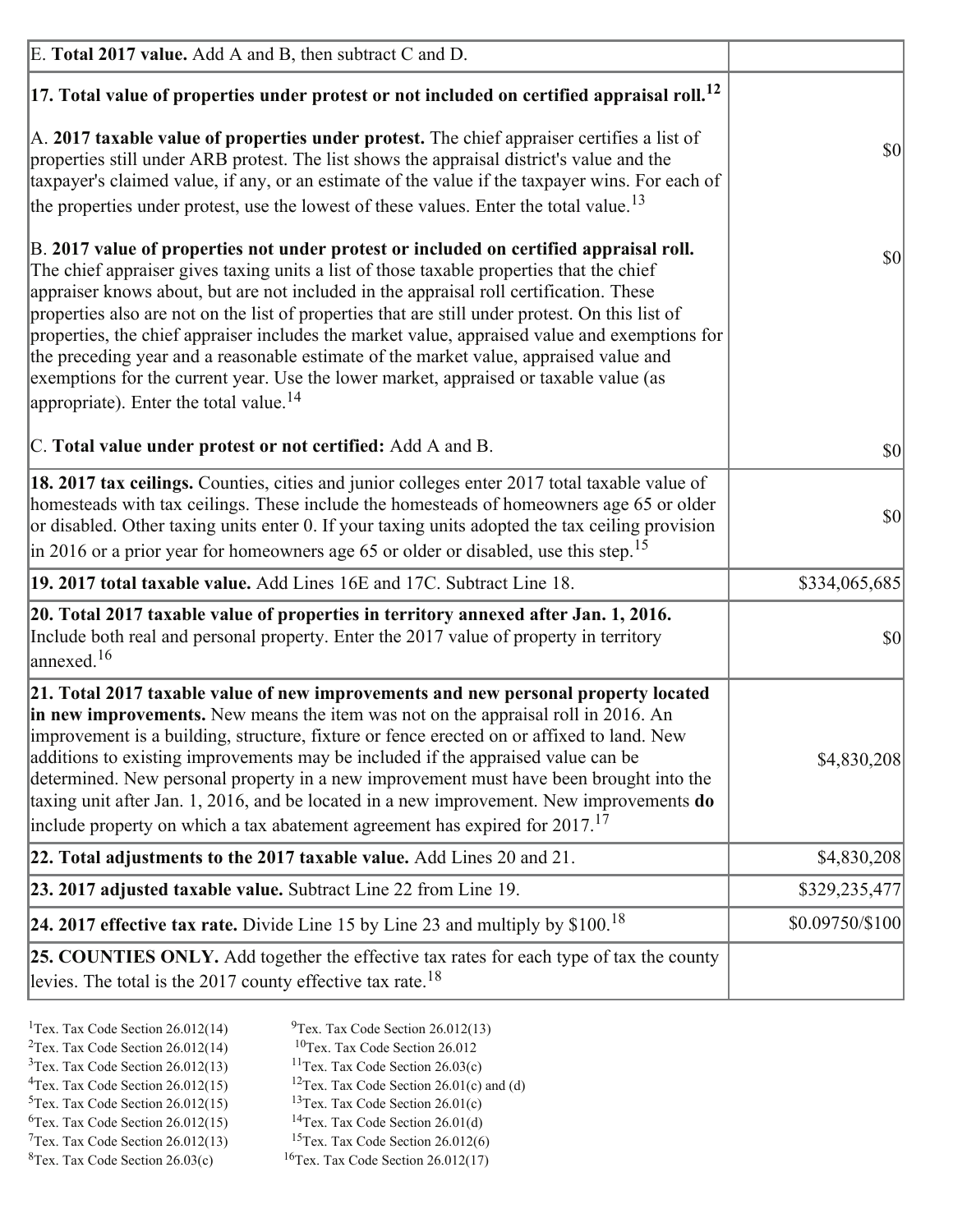| | |
|---|---|
| E. **Total 2017 value.** Add A and B, then subtract C and D. | |
| **17. Total value of properties under protest or not included on certified appraisal roll.**[12] | |
| A. **2017 taxable value of properties under protest.** The chief appraiser certifies a list of properties still under ARB protest. The list shows the appraisal district's value and the taxpayer's claimed value, if any, or an estimate of the value if the taxpayer wins. For each of the properties under protest, use the lowest of these values. Enter the total value.[13] | $0 |
| B. **2017 value of properties not under protest or included on certified appraisal roll.** The chief appraiser gives taxing units a list of those taxable properties that the chief appraiser knows about, but are not included in the appraisal roll certification. These properties also are not on the list of properties that are still under protest. On this list of properties, the chief appraiser includes the market value, appraised value and exemptions for the preceding year and a reasonable estimate of the market value, appraised value and exemptions for the current year. Use the lower market, appraised or taxable value (as appropriate). Enter the total value.[14] | $0 |
| C. **Total value under protest or not certified:** Add A and B. | $0 |
| **18. 2017 tax ceilings.** Counties, cities and junior colleges enter 2017 total taxable value of homesteads with tax ceilings. These include the homesteads of homeowners age 65 or older or disabled. Other taxing units enter 0. If your taxing units adopted the tax ceiling provision in 2016 or a prior year for homeowners age 65 or older or disabled, use this step.[15] | $0 |
| **19. 2017 total taxable value.** Add Lines 16E and 17C. Subtract Line 18. | $334,065,685 |
| **20. Total 2017 taxable value of properties in territory annexed after Jan. 1, 2016.** Include both real and personal property. Enter the 2017 value of property in territory annexed.[16] | $0 |
| **21. Total 2017 taxable value of new improvements and new personal property located in new improvements.** New means the item was not on the appraisal roll in 2016. An improvement is a building, structure, fixture or fence erected on or affixed to land. New additions to existing improvements may be included if the appraised value can be determined. New personal property in a new improvement must have been brought into the taxing unit after Jan. 1, 2016, and be located in a new improvement. New improvements **do** include property on which a tax abatement agreement has expired for 2017.[17] | $4,830,208 |
| **22. Total adjustments to the 2017 taxable value.** Add Lines 20 and 21. | $4,830,208 |
| **23. 2017 adjusted taxable value.** Subtract Line 22 from Line 19. | $329,235,477 |
| **24. 2017 effective tax rate.** Divide Line 15 by Line 23 and multiply by $100.[18] | $0.09750/$100 |
| **25. COUNTIES ONLY.** Add together the effective tax rates for each type of tax the county levies. The total is the 2017 county effective tax rate.[18] | |

[1]Tex. Tax Code Section 26.012(14)
[2]Tex. Tax Code Section 26.012(14)
[3]Tex. Tax Code Section 26.012(13)
[4]Tex. Tax Code Section 26.012(15)
[5]Tex. Tax Code Section 26.012(15)
[6]Tex. Tax Code Section 26.012(15)
[7]Tex. Tax Code Section 26.012(13)
[8]Tex. Tax Code Section 26.03(c)
[9]Tex. Tax Code Section 26.012(13)
[10]Tex. Tax Code Section 26.012
[11]Tex. Tax Code Section 26.03(c)
[12]Tex. Tax Code Section 26.01(c) and (d)
[13]Tex. Tax Code Section 26.01(c)
[14]Tex. Tax Code Section 26.01(d)
[15]Tex. Tax Code Section 26.012(6)
[16]Tex. Tax Code Section 26.012(17)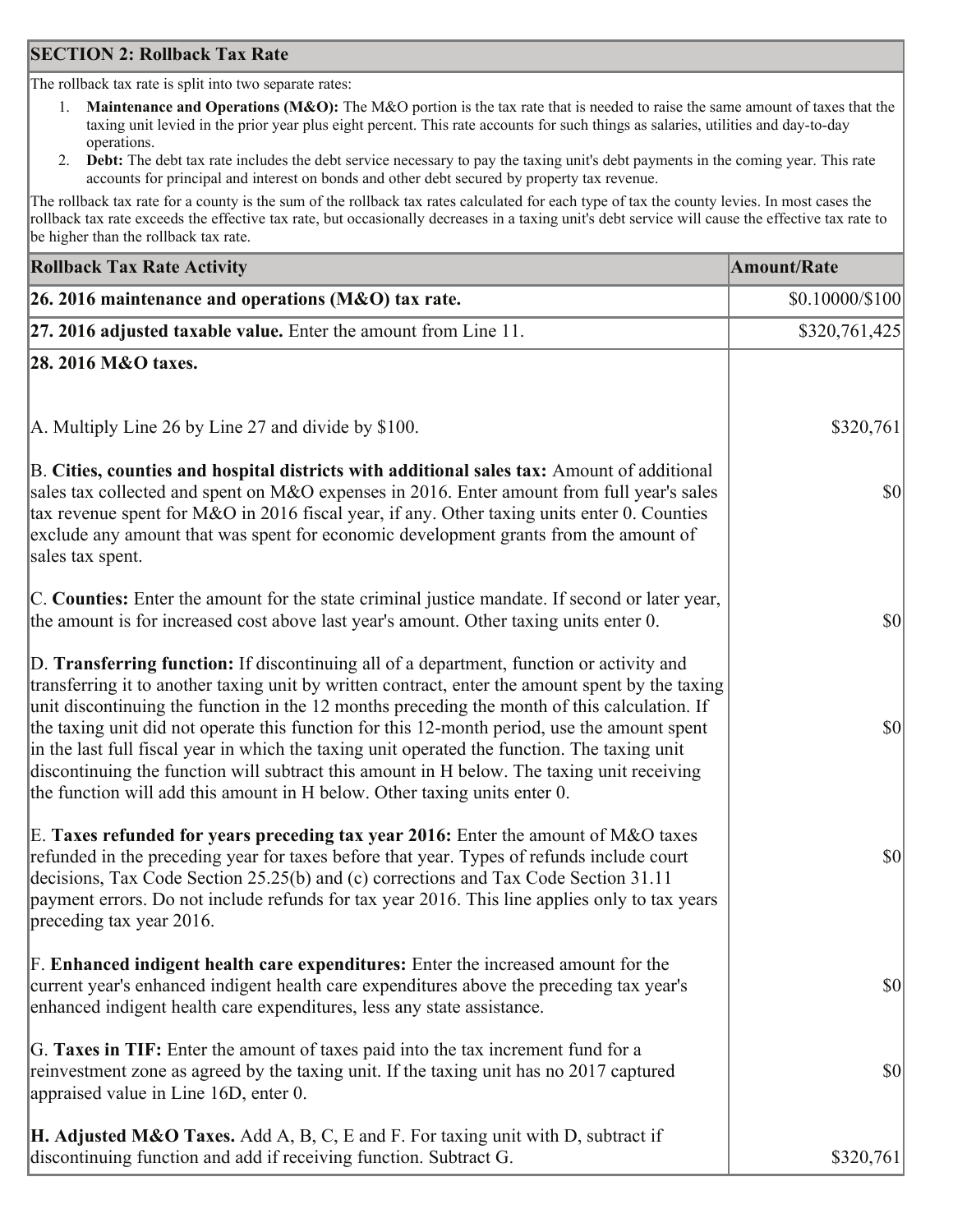## SECTION 2: Rollback Tax Rate

The rollback tax rate is split into two separate rates:

1. **Maintenance and Operations (M&O):** The M&O portion is the tax rate that is needed to raise the same amount of taxes that the taxing unit levied in the prior year plus eight percent. This rate accounts for such things as salaries, utilities and day-to-day operations.
2. **Debt:** The debt tax rate includes the debt service necessary to pay the taxing unit's debt payments in the coming year. This rate accounts for principal and interest on bonds and other debt secured by property tax revenue.

The rollback tax rate for a county is the sum of the rollback tax rates calculated for each type of tax the county levies. In most cases the rollback tax rate exceeds the effective tax rate, but occasionally decreases in a taxing unit's debt service will cause the effective tax rate to be higher than the rollback tax rate.

| Rollback Tax Rate Activity | Amount/Rate |
|---|---|
| **26. 2016 maintenance and operations (M&O) tax rate.** | $0.10000/$100 |
| **27. 2016 adjusted taxable value.** Enter the amount from Line 11. | $320,761,425 |
| **28. 2016 M&O taxes.** | |
| A. Multiply Line 26 by Line 27 and divide by $100. | $320,761 |
| B. **Cities, counties and hospital districts with additional sales tax:** Amount of additional sales tax collected and spent on M&O expenses in 2016. Enter amount from full year's sales tax revenue spent for M&O in 2016 fiscal year, if any. Other taxing units enter 0. Counties exclude any amount that was spent for economic development grants from the amount of sales tax spent. | $0 |
| C. **Counties:** Enter the amount for the state criminal justice mandate. If second or later year, the amount is for increased cost above last year's amount. Other taxing units enter 0. | $0 |
| D. **Transferring function:** If discontinuing all of a department, function or activity and transferring it to another taxing unit by written contract, enter the amount spent by the taxing unit discontinuing the function in the 12 months preceding the month of this calculation. If the taxing unit did not operate this function for this 12-month period, use the amount spent in the last full fiscal year in which the taxing unit operated the function. The taxing unit discontinuing the function will subtract this amount in H below. The taxing unit receiving the function will add this amount in H below. Other taxing units enter 0. | $0 |
| E. **Taxes refunded for years preceding tax year 2016:** Enter the amount of M&O taxes refunded in the preceding year for taxes before that year. Types of refunds include court decisions, Tax Code Section 25.25(b) and (c) corrections and Tax Code Section 31.11 payment errors. Do not include refunds for tax year 2016. This line applies only to tax years preceding tax year 2016. | $0 |
| F. **Enhanced indigent health care expenditures:** Enter the increased amount for the current year's enhanced indigent health care expenditures above the preceding tax year's enhanced indigent health care expenditures, less any state assistance. | $0 |
| G. **Taxes in TIF:** Enter the amount of taxes paid into the tax increment fund for a reinvestment zone as agreed by the taxing unit. If the taxing unit has no 2017 captured appraised value in Line 16D, enter 0. | $0 |
| **H. Adjusted M&O Taxes.** Add A, B, C, E and F. For taxing unit with D, subtract if discontinuing function and add if receiving function. Subtract G. | $320,761 |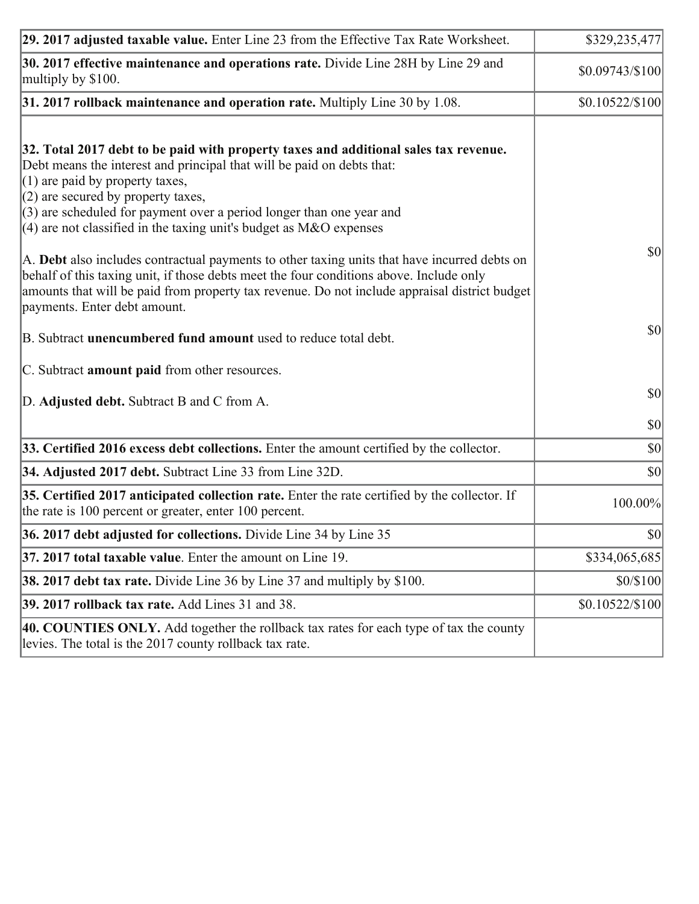| | |
|---|---|
| **29. 2017 adjusted taxable value.** Enter Line 23 from the Effective Tax Rate Worksheet. | $329,235,477 |
| **30. 2017 effective maintenance and operations rate.** Divide Line 28H by Line 29 and multiply by $100. | $0.09743/$100 |
| **31. 2017 rollback maintenance and operation rate.** Multiply Line 30 by 1.08. | $0.10522/$100 |
| **32. Total 2017 debt to be paid with property taxes and additional sales tax revenue.** Debt means the interest and principal that will be paid on debts that:<br>(1) are paid by property taxes,<br>(2) are secured by property taxes,<br>(3) are scheduled for payment over a period longer than one year and<br>(4) are not classified in the taxing unit's budget as M&O expenses<br><br>A. **Debt** also includes contractual payments to other taxing units that have incurred debts on behalf of this taxing unit, if those debts meet the four conditions above. Include only amounts that will be paid from property tax revenue. Do not include appraisal district budget payments. Enter debt amount.<br><br>B. Subtract **unencumbered fund amount** used to reduce total debt.<br><br>C. Subtract **amount paid** from other resources.<br><br>D. **Adjusted debt.** Subtract B and C from A. | $0<br><br>$0<br><br>$0<br><br>$0 |
| **33. Certified 2016 excess debt collections.** Enter the amount certified by the collector. | $0 |
| **34. Adjusted 2017 debt.** Subtract Line 33 from Line 32D. | $0 |
| **35. Certified 2017 anticipated collection rate.** Enter the rate certified by the collector. If the rate is 100 percent or greater, enter 100 percent. | 100.00% |
| **36. 2017 debt adjusted for collections.** Divide Line 34 by Line 35 | $0 |
| **37. 2017 total taxable value**. Enter the amount on Line 19. | $334,065,685 |
| **38. 2017 debt tax rate.** Divide Line 36 by Line 37 and multiply by $100. | $0/$100 |
| **39. 2017 rollback tax rate.** Add Lines 31 and 38. | $0.10522/$100 |
| **40. COUNTIES ONLY.** Add together the rollback tax rates for each type of tax the county levies. The total is the 2017 county rollback tax rate. | |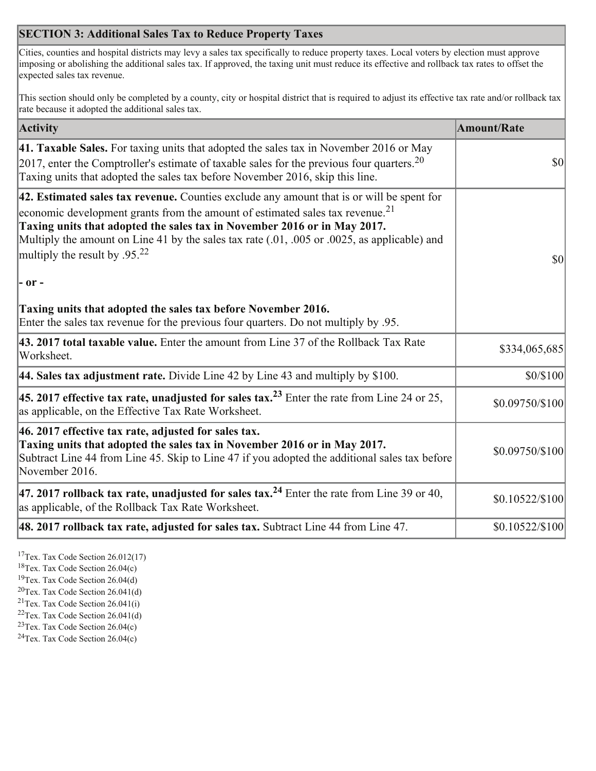## SECTION 3: Additional Sales Tax to Reduce Property Taxes

Cities, counties and hospital districts may levy a sales tax specifically to reduce property taxes. Local voters by election must approve imposing or abolishing the additional sales tax. If approved, the taxing unit must reduce its effective and rollback tax rates to offset the expected sales tax revenue.

This section should only be completed by a county, city or hospital district that is required to adjust its effective tax rate and/or rollback tax rate because it adopted the additional sales tax.

| Activity | Amount/Rate |
|---|---|
| **41. Taxable Sales.** For taxing units that adopted the sales tax in November 2016 or May 2017, enter the Comptroller's estimate of taxable sales for the previous four quarters.[20] Taxing units that adopted the sales tax before November 2016, skip this line. | $0 |
| **42. Estimated sales tax revenue.** Counties exclude any amount that is or will be spent for economic development grants from the amount of estimated sales tax revenue.[21] **Taxing units that adopted the sales tax in November 2016 or in May 2017.** Multiply the amount on Line 41 by the sales tax rate (.01, .005 or .0025, as applicable) and multiply the result by .95.[22] **- or -** **Taxing units that adopted the sales tax before November 2016.** Enter the sales tax revenue for the previous four quarters. Do not multiply by .95. | $0 |
| **43. 2017 total taxable value.** Enter the amount from Line 37 of the Rollback Tax Rate Worksheet. | $334,065,685 |
| **44. Sales tax adjustment rate.** Divide Line 42 by Line 43 and multiply by $100. | $0/$100 |
| **45. 2017 effective tax rate, unadjusted for sales tax.**[23] Enter the rate from Line 24 or 25, as applicable, on the Effective Tax Rate Worksheet. | $0.09750/$100 |
| **46. 2017 effective tax rate, adjusted for sales tax.** **Taxing units that adopted the sales tax in November 2016 or in May 2017.** Subtract Line 44 from Line 45. Skip to Line 47 if you adopted the additional sales tax before November 2016. | $0.09750/$100 |
| **47. 2017 rollback tax rate, unadjusted for sales tax.**[24] Enter the rate from Line 39 or 40, as applicable, of the Rollback Tax Rate Worksheet. | $0.10522/$100 |
| **48. 2017 rollback tax rate, adjusted for sales tax.** Subtract Line 44 from Line 47. | $0.10522/$100 |

[17] Tex. Tax Code Section 26.012(17)
[18] Tex. Tax Code Section 26.04(c)
[19] Tex. Tax Code Section 26.04(d)
[20] Tex. Tax Code Section 26.041(d)
[21] Tex. Tax Code Section 26.041(i)
[22] Tex. Tax Code Section 26.041(d)
[23] Tex. Tax Code Section 26.04(c)
[24] Tex. Tax Code Section 26.04(c)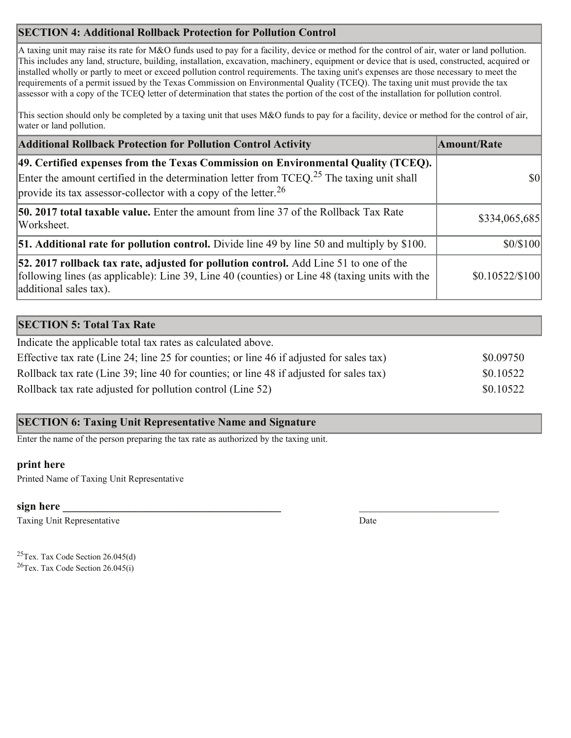## SECTION 4: Additional Rollback Protection for Pollution Control

A taxing unit may raise its rate for M&O funds used to pay for a facility, device or method for the control of air, water or land pollution. This includes any land, structure, building, installation, excavation, machinery, equipment or device that is used, constructed, acquired or installed wholly or partly to meet or exceed pollution control requirements. The taxing unit's expenses are those necessary to meet the requirements of a permit issued by the Texas Commission on Environmental Quality (TCEQ). The taxing unit must provide the tax assessor with a copy of the TCEQ letter of determination that states the portion of the cost of the installation for pollution control.

This section should only be completed by a taxing unit that uses M&O funds to pay for a facility, device or method for the control of air, water or land pollution.

| Additional Rollback Protection for Pollution Control Activity | Amount/Rate |
|---|---|
| **49. Certified expenses from the Texas Commission on Environmental Quality (TCEQ).** Enter the amount certified in the determination letter from TCEQ.[25] The taxing unit shall provide its tax assessor-collector with a copy of the letter.[26] | $0 |
| **50. 2017 total taxable value.** Enter the amount from line 37 of the Rollback Tax Rate Worksheet. | $334,065,685 |
| **51. Additional rate for pollution control.** Divide line 49 by line 50 and multiply by $100. | $0/$100 |
| **52. 2017 rollback tax rate, adjusted for pollution control.** Add Line 51 to one of the following lines (as applicable): Line 39, Line 40 (counties) or Line 48 (taxing units with the additional sales tax). | $0.10522/$100 |

## SECTION 5: Total Tax Rate

Indicate the applicable total tax rates as calculated above.

| | |
|---|---|
| Effective tax rate (Line 24; line 25 for counties; or line 46 if adjusted for sales tax) | $0.09750 |
| Rollback tax rate (Line 39; line 40 for counties; or line 48 if adjusted for sales tax) | $0.10522 |
| Rollback tax rate adjusted for pollution control (Line 52) | $0.10522 |

## SECTION 6: Taxing Unit Representative Name and Signature

Enter the name of the person preparing the tax rate as authorized by the taxing unit.

**print here**

Printed Name of Taxing Unit Representative

**sign here** ________________________________________ ____________________________

Taxing Unit Representative Date

[25]Tex. Tax Code Section 26.045(d)
[26]Tex. Tax Code Section 26.045(i)